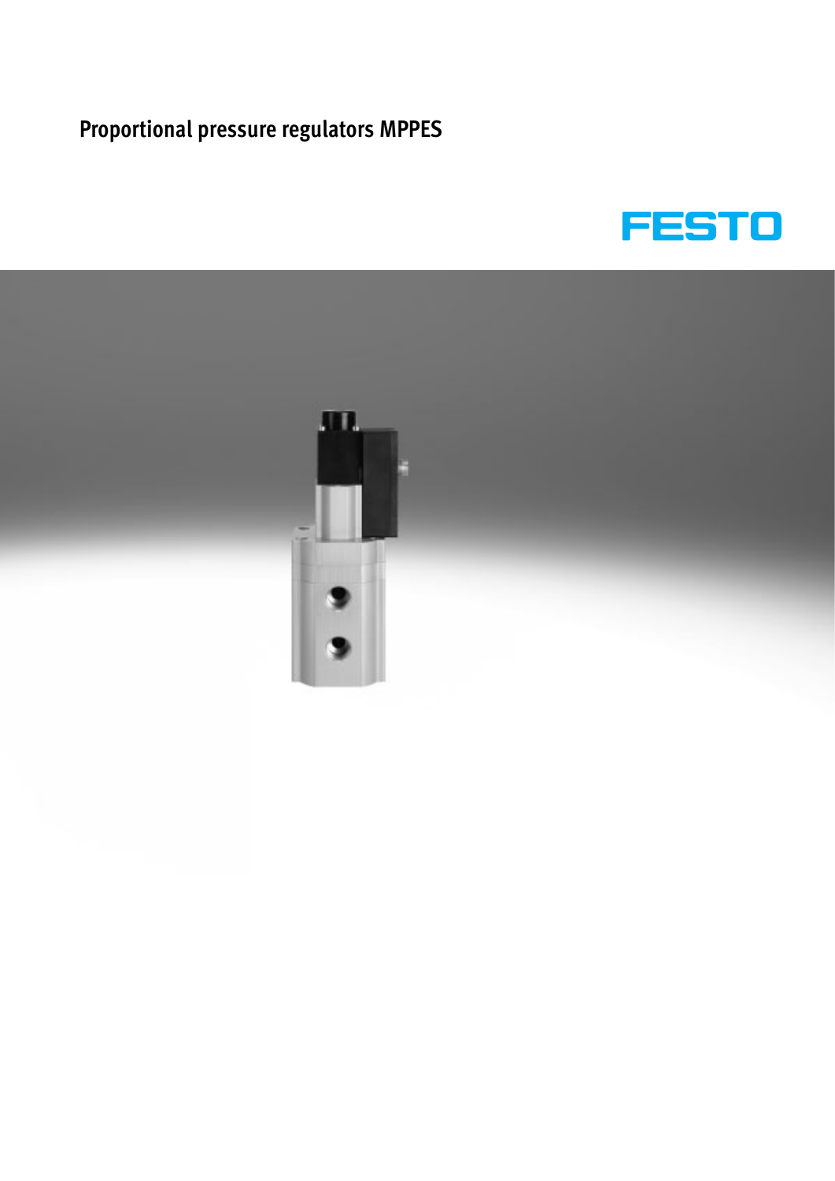# Proportional pressure regulators MPPES

FESTO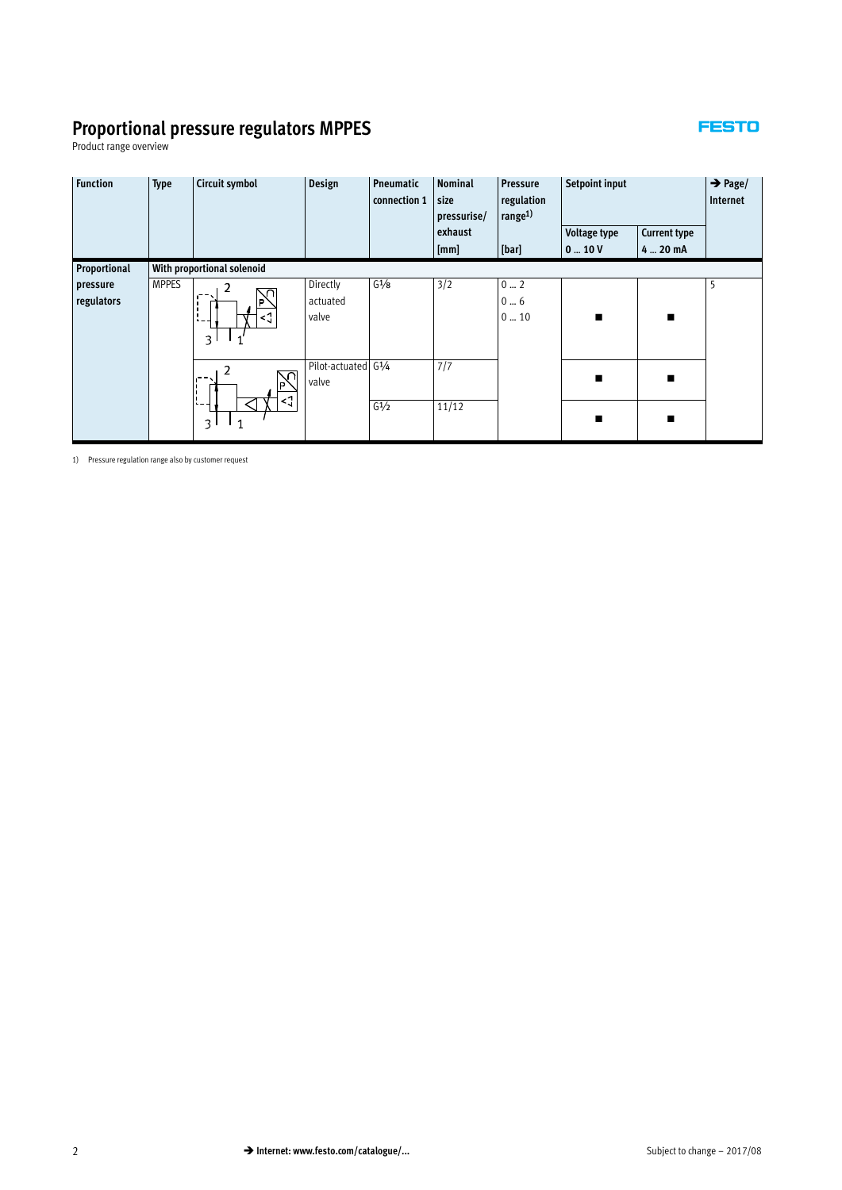# Proportional pressure regulators MPPES

Product range overview

| Function | Type | Circuit symbol | Design | Pneumatic connection 1 | Nominal size pressurise/ exhaust | Pressure regulation range[1] | Setpoint input | | → Page/ Internet |
|---|---|---|---|---|---|---|---|---|---|
| | | | | | [mm] | [bar] | Voltage type 0 … 10 V | Current type 4 … 20 mA | |
| Proportional pressure regulators | With proportional solenoid | | | | | | | | |
| | MPPES | | Directly actuated valve | G⅛ | 3/2 | 0 … 2<br>0 … 6<br>0 … 10 | ■ | ■ | 5 |
| | | | Pilot-actuated valve | G¼ | 7/7 | | ■ | ■ | |
| | | | | G½ | 11/12 | | ■ | ■ | |

1) Pressure regulation range also by customer request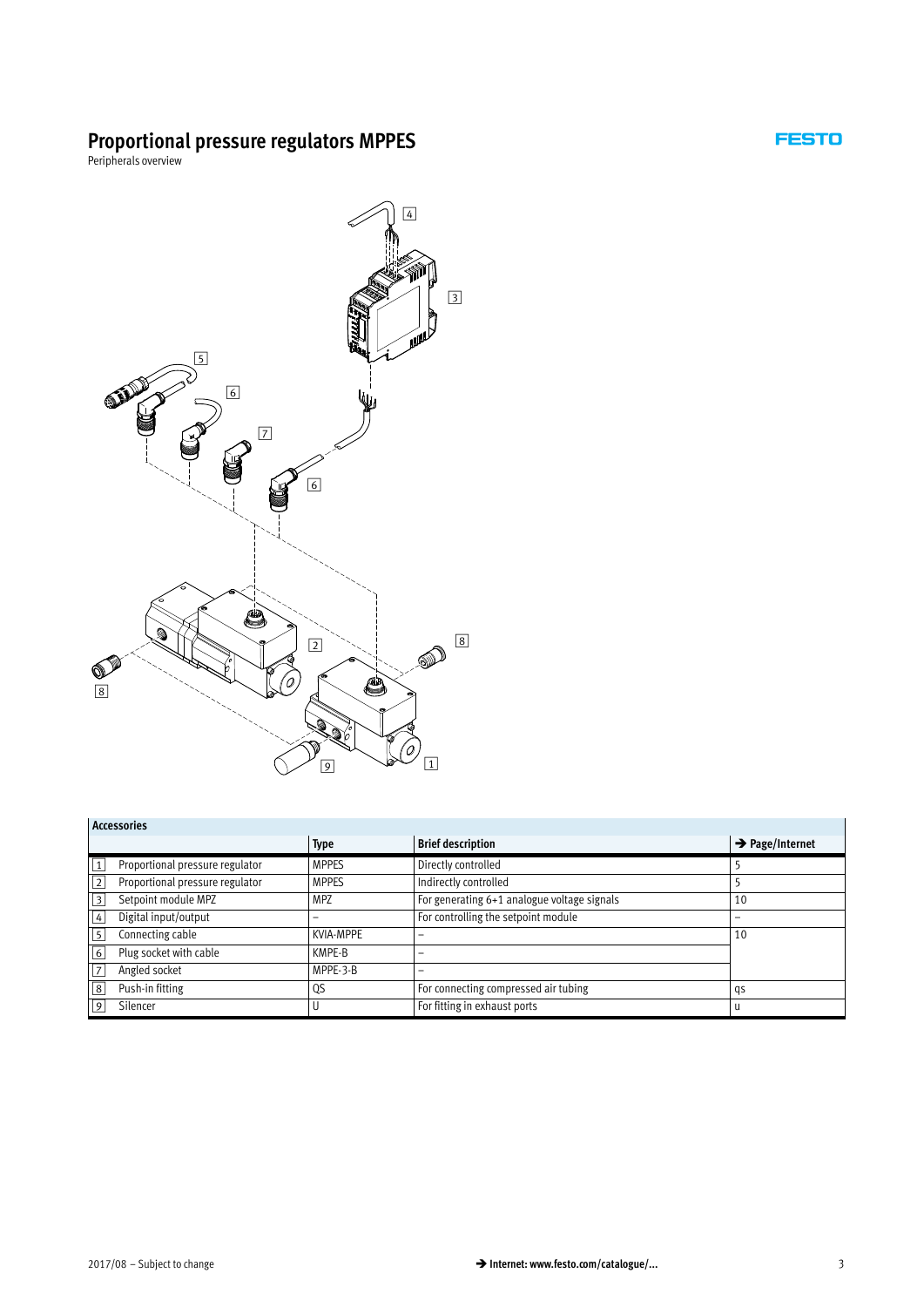# Proportional pressure regulators MPPES

Peripherals overview

| Accessories | | Type | Brief description | → Page/Internet |
|---|---|---|---|---|
| 1 | Proportional pressure regulator | MPPES | Directly controlled | 5 |
| 2 | Proportional pressure regulator | MPPES | Indirectly controlled | 5 |
| 3 | Setpoint module MPZ | MPZ | For generating 6+1 analogue voltage signals | 10 |
| 4 | Digital input/output | – | For controlling the setpoint module | – |
| 5 | Connecting cable | KVIA-MPPE | – | 10 |
| 6 | Plug socket with cable | KMPE-B | – | |
| 7 | Angled socket | MPPE-3-B | – | |
| 8 | Push-in fitting | QS | For connecting compressed air tubing | qs |
| 9 | Silencer | U | For fitting in exhaust ports | u |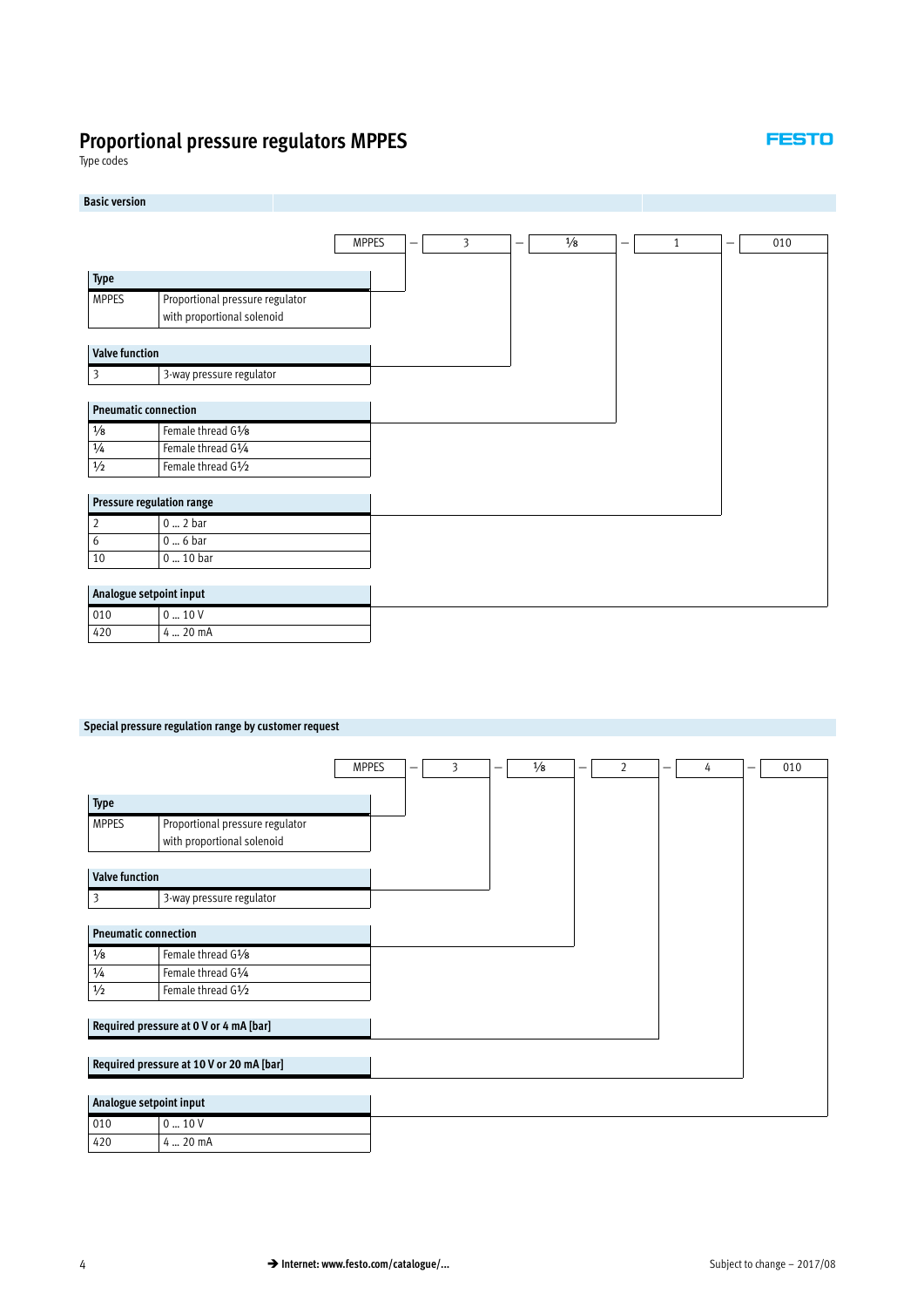# Proportional pressure regulators MPPES

Type codes

## Basic version

| MPPES | – | 3 | – | ⅛ | – | 1 | – | 010 |
|---|---|---|---|---|---|---|---|---|

| Type | |
|---|---|
| MPPES | Proportional pressure regulator with proportional solenoid |

| Valve function | |
|---|---|
| 3 | 3-way pressure regulator |

| Pneumatic connection | |
|---|---|
| ⅛ | Female thread G⅛ |
| ¼ | Female thread G¼ |
| ½ | Female thread G½ |

| Pressure regulation range | |
|---|---|
| 2 | 0 … 2 bar |
| 6 | 0 … 6 bar |
| 10 | 0 … 10 bar |

| Analogue setpoint input | |
|---|---|
| 010 | 0 … 10 V |
| 420 | 4 … 20 mA |

## Special pressure regulation range by customer request

| MPPES | – | 3 | – | ⅛ | – | 2 | – | 4 | – | 010 |
|---|---|---|---|---|---|---|---|---|---|---|

| Type | |
|---|---|
| MPPES | Proportional pressure regulator with proportional solenoid |

| Valve function | |
|---|---|
| 3 | 3-way pressure regulator |

| Pneumatic connection | |
|---|---|
| ⅛ | Female thread G⅛ |
| ¼ | Female thread G¼ |
| ½ | Female thread G½ |

**Required pressure at 0 V or 4 mA [bar]**

**Required pressure at 10 V or 20 mA [bar]**

| Analogue setpoint input | |
|---|---|
| 010 | 0 … 10 V |
| 420 | 4 … 20 mA |

→ Internet: www.festo.com/catalogue/...

Subject to change – 2017/08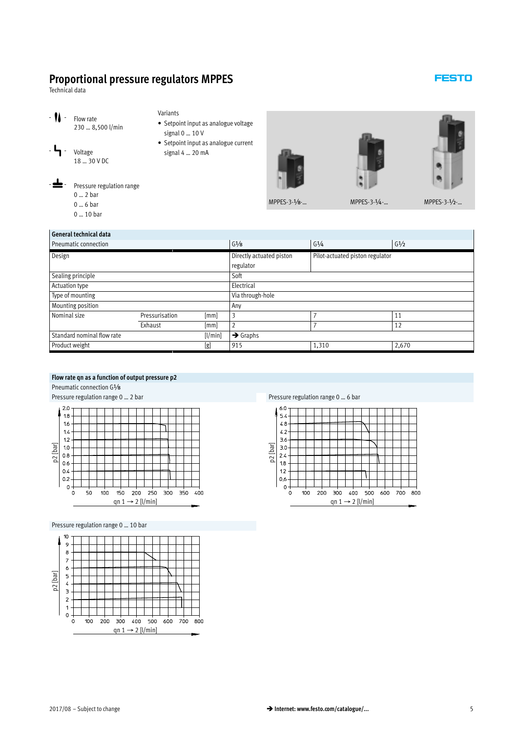# Proportional pressure regulators MPPES

Technical data

Flow rate
230 … 8,500 l/min

Voltage
18 … 30 V DC

Pressure regulation range
0 … 2 bar
0 … 6 bar
0 … 10 bar

Variants

- Setpoint input as analogue voltage signal 0 … 10 V
- Setpoint input as analogue current signal 4 … 20 mA

MPPES-3-1⁄8-… MPPES-3-1⁄4-… MPPES-3-1⁄2-…

| General technical data | | | | | |
|---|---|---|---|---|---|
| Pneumatic connection | | | G1⁄8 | G1⁄4 | G1⁄2 |
| Design | | | Directly actuated piston regulator | Pilot-actuated piston regulator | |
| Sealing principle | | | Soft | | |
| Actuation type | | | Electrical | | |
| Type of mounting | | | Via through-hole | | |
| Mounting position | | | Any | | |
| Nominal size | Pressurisation | [mm] | 3 | 7 | 11 |
| | Exhaust | [mm] | 2 | 7 | 12 |
| Standard nominal flow rate | | [l/min] | → Graphs | | |
| Product weight | | [g] | 915 | 1,310 | 2,670 |

**Flow rate qn as a function of output pressure p2**

Pneumatic connection G1⁄8

Pressure regulation range 0 … 2 bar

Pressure regulation range 0 … 6 bar

Pressure regulation range 0 … 10 bar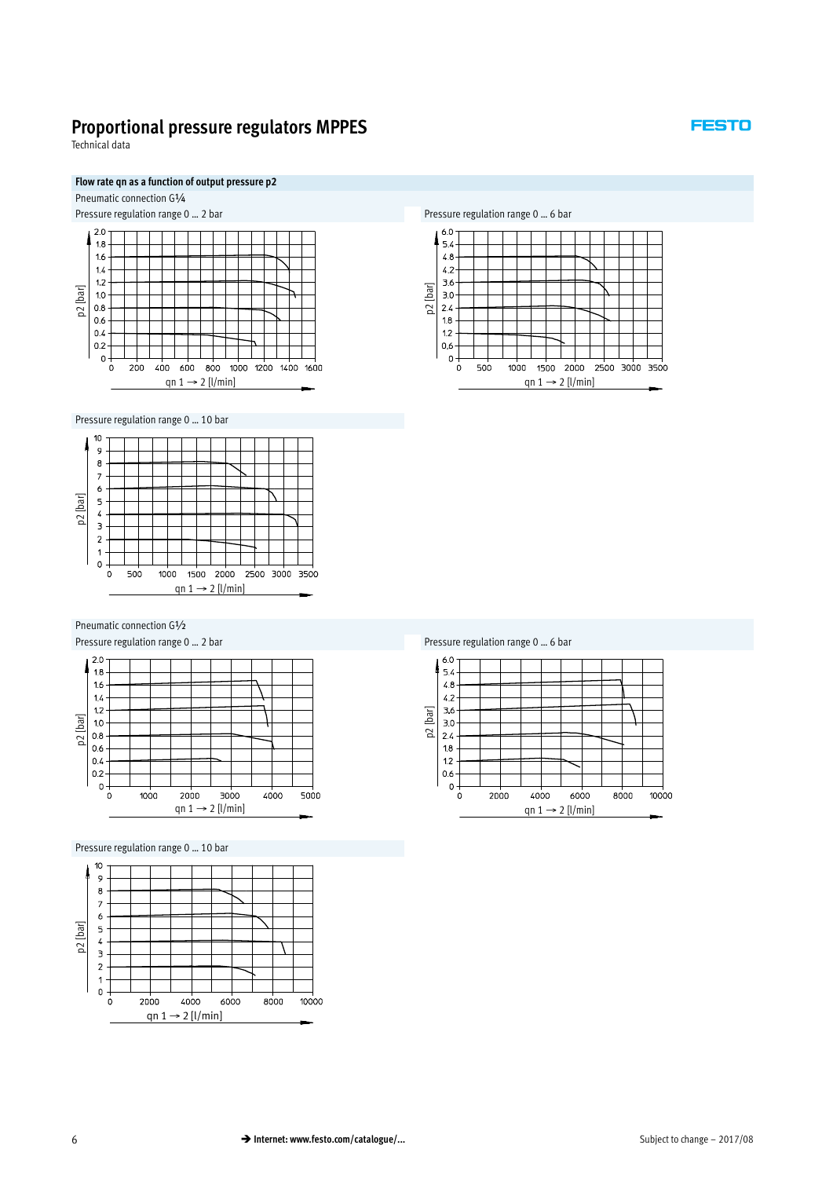# Proportional pressure regulators MPPES

Technical data

## Flow rate qn as a function of output pressure p2

### Pneumatic connection G¼

Pressure regulation range 0 … 2 bar

Pressure regulation range 0 … 6 bar

Pressure regulation range 0 … 10 bar

### Pneumatic connection G½

Pressure regulation range 0 … 2 bar

Pressure regulation range 0 … 6 bar

Pressure regulation range 0 … 10 bar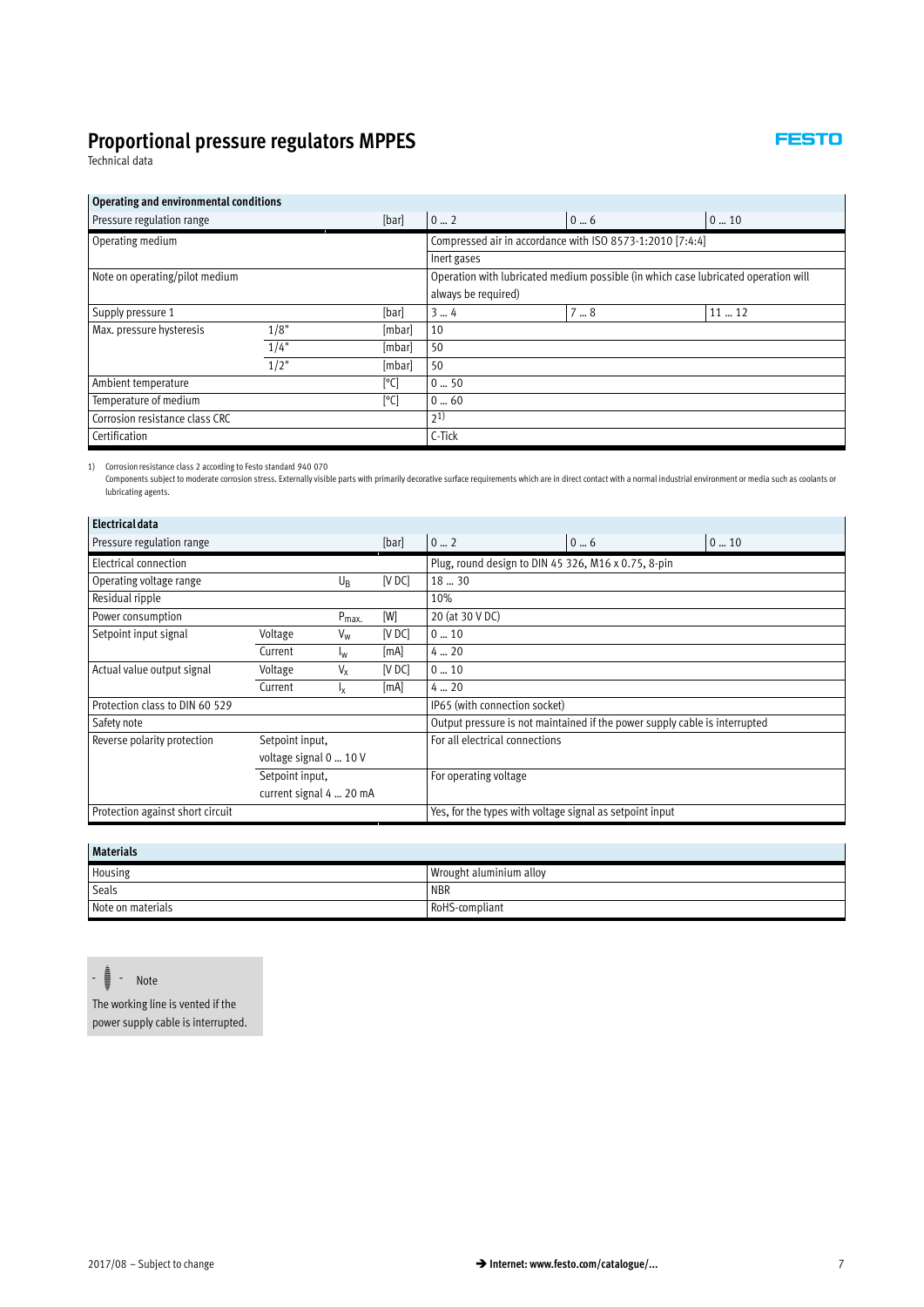# Proportional pressure regulators MPPES

Technical data

| Operating and environmental conditions | | | | | |
|---|---|---|---|---|---|
| Pressure regulation range | | [bar] | 0 … 2 | 0 … 6 | 0 … 10 |
| Operating medium | | | Compressed air in accordance with ISO 8573-1:2010 [7:4:4] | | |
| | | | Inert gases | | |
| Note on operating/pilot medium | | | Operation with lubricated medium possible (in which case lubricated operation will always be required) | | |
| Supply pressure 1 | | [bar] | 3 … 4 | 7 … 8 | 11 … 12 |
| Max. pressure hysteresis | 1/8" | [mbar] | 10 | | |
| | 1/4" | [mbar] | 50 | | |
| | 1/2" | [mbar] | 50 | | |
| Ambient temperature | | [°C] | 0 … 50 | | |
| Temperature of medium | | [°C] | 0 … 60 | | |
| Corrosion resistance class CRC | | | 2[1] | | |
| Certification | | | C-Tick | | |

1) Corrosion resistance class 2 according to Festo standard 940 070
Components subject to moderate corrosion stress. Externally visible parts with primarily decorative surface requirements which are in direct contact with a normal industrial environment or media such as coolants or lubricating agents.

| Electrical data | | | | | | |
|---|---|---|---|---|---|---|
| Pressure regulation range | | | [bar] | 0 … 2 | 0 … 6 | 0 … 10 |
| Electrical connection | | | | Plug, round design to DIN 45 326, M16 x 0.75, 8-pin | | |
| Operating voltage range | | $U_B$ | [V DC] | 18 … 30 | | |
| Residual ripple | | | | 10% | | |
| Power consumption | | $P_{max.}$ | [W] | 20 (at 30 V DC) | | |
| Setpoint input signal | Voltage | $V_W$ | [V DC] | 0 … 10 | | |
| | Current | $I_W$ | [mA] | 4 … 20 | | |
| Actual value output signal | Voltage | $V_X$ | [V DC] | 0 … 10 | | |
| | Current | $I_X$ | [mA] | 4 … 20 | | |
| Protection class to DIN 60 529 | | | | IP65 (with connection socket) | | |
| Safety note | | | | Output pressure is not maintained if the power supply cable is interrupted | | |
| Reverse polarity protection | Setpoint input, voltage signal 0 … 10 V | | | For all electrical connections | | |
| | Setpoint input, current signal 4 … 20 mA | | | For operating voltage | | |
| Protection against short circuit | | | | Yes, for the types with voltage signal as setpoint input | | |

| Materials | |
|---|---|
| Housing | Wrought aluminium alloy |
| Seals | NBR |
| Note on materials | RoHS-compliant |

**Note**

The working line is vented if the power supply cable is interrupted.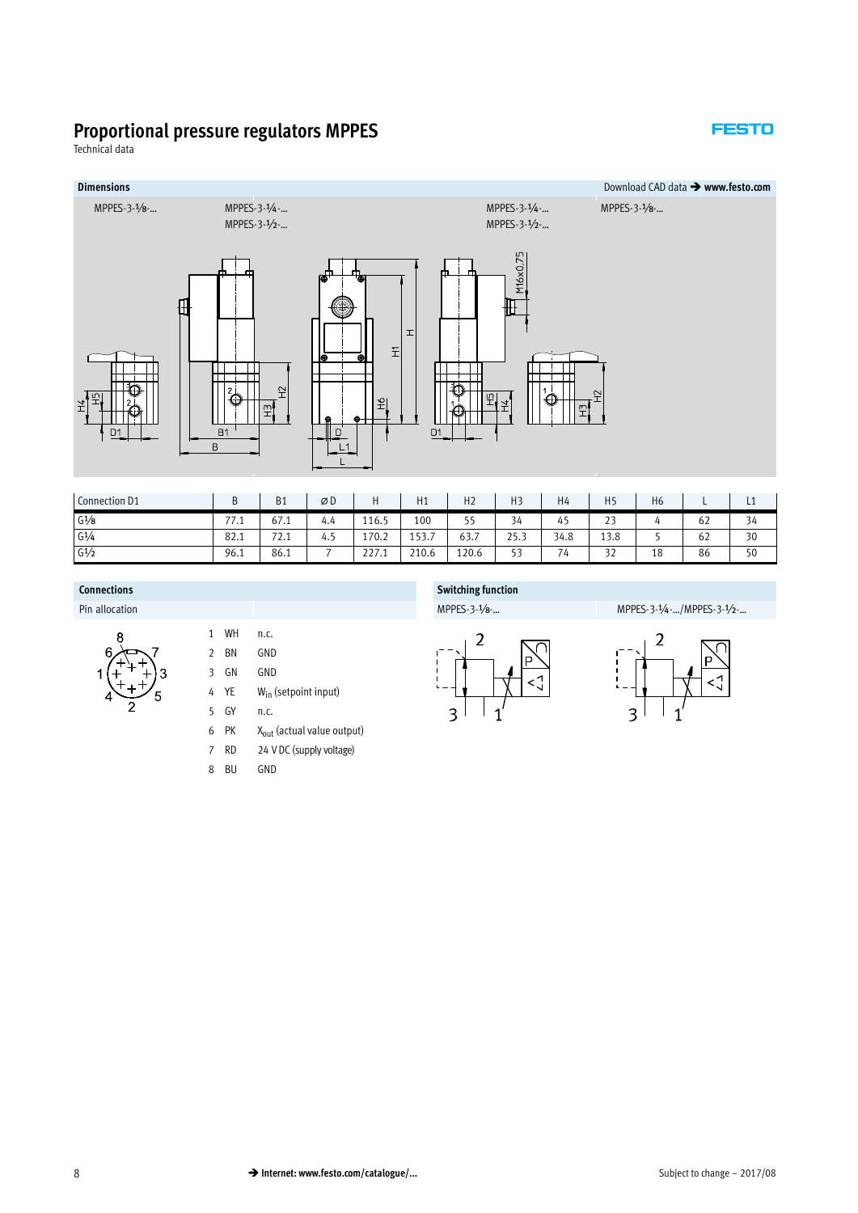# Proportional pressure regulators MPPES

Technical data

## Dimensions

Download CAD data ➔ www.festo.com

MPPES-3-1⁄8-...

MPPES-3-1⁄4-...
MPPES-3-1⁄2-...

MPPES-3-1⁄4-...
MPPES-3-1⁄2-...

MPPES-3-1⁄8-...

| Connection D1 | B | B1 | ⌀ D | H | H1 | H2 | H3 | H4 | H5 | H6 | L | L1 |
|---|---|---|---|---|---|---|---|---|---|---|---|---|
| G1⁄8 | 77.1 | 67.1 | 4.4 | 116.5 | 100 | 55 | 34 | 45 | 23 | 4 | 62 | 34 |
| G1⁄4 | 82.1 | 72.1 | 4.5 | 170.2 | 153.7 | 63.7 | 25.3 | 34.8 | 13.8 | 5 | 62 | 30 |
| G1⁄2 | 96.1 | 86.1 | 7 | 227.1 | 210.6 | 120.6 | 53 | 74 | 32 | 18 | 86 | 50 |

## Connections

Pin allocation

| Pin | Colour | Function |
|---|---|---|
| 1 | WH | n.c. |
| 2 | BN | GND |
| 3 | GN | GND |
| 4 | YE | $W_{in}$ (setpoint input) |
| 5 | GY | n.c. |
| 6 | PK | $X_{out}$ (actual value output) |
| 7 | RD | 24 V DC (supply voltage) |
| 8 | BU | GND |

## Switching function

MPPES-3-1⁄8-...

MPPES-3-1⁄4-.../MPPES-3-1⁄2-...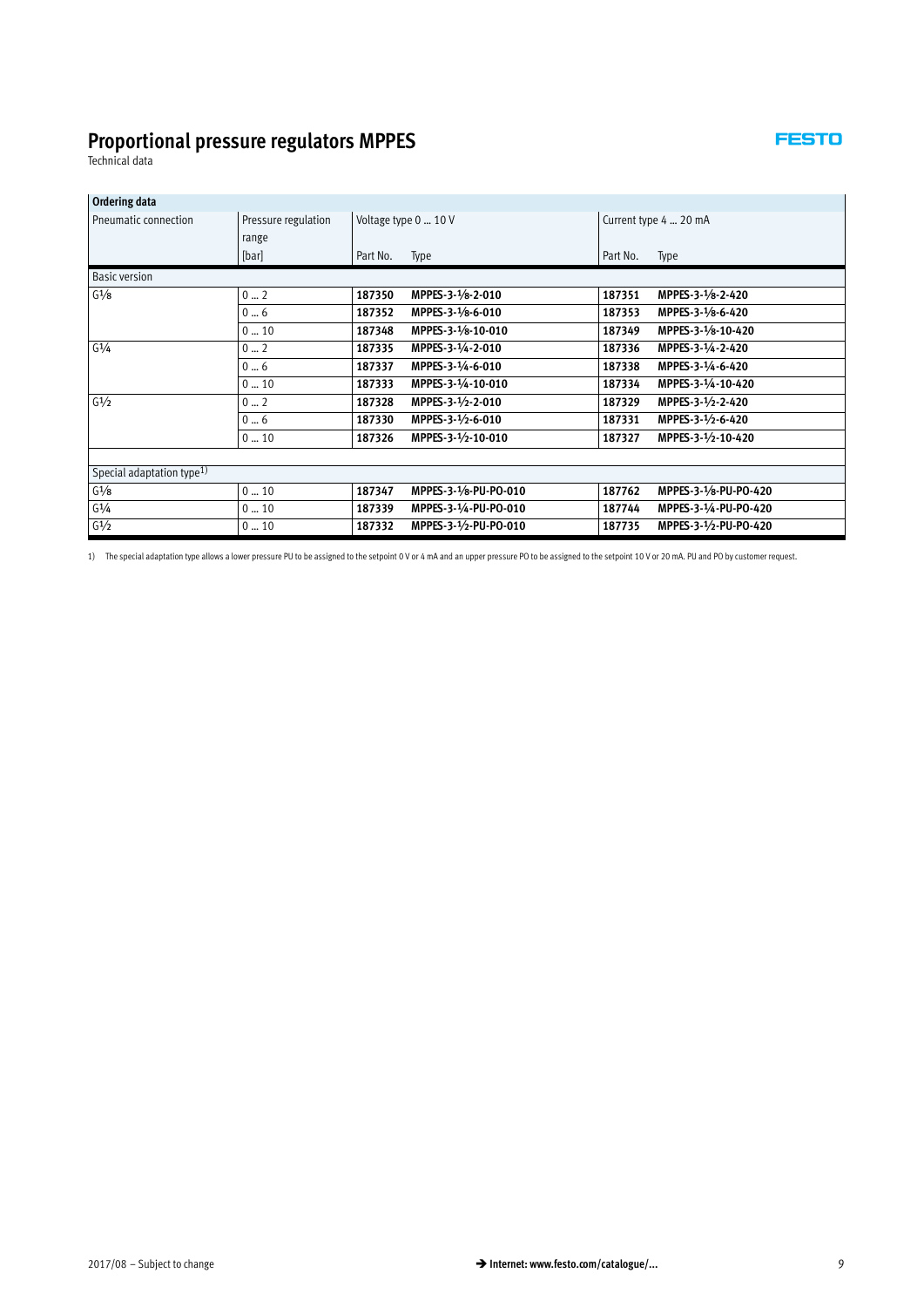# Proportional pressure regulators MPPES

Technical data

| Ordering data | | | | | |
|---|---|---|---|---|---|
| Pneumatic connection | Pressure regulation range | Voltage type 0 … 10 V | | Current type 4 … 20 mA | |
| | [bar] | Part No. | Type | Part No. | Type |
| Basic version | | | | | |
| G⅛ | 0 … 2 | **187350** | **MPPES-3-⅛-2-010** | **187351** | **MPPES-3-⅛-2-420** |
| | 0 … 6 | **187352** | **MPPES-3-⅛-6-010** | **187353** | **MPPES-3-⅛-6-420** |
| | 0 … 10 | **187348** | **MPPES-3-⅛-10-010** | **187349** | **MPPES-3-⅛-10-420** |
| G¼ | 0 … 2 | **187335** | **MPPES-3-¼-2-010** | **187336** | **MPPES-3-¼-2-420** |
| | 0 … 6 | **187337** | **MPPES-3-¼-6-010** | **187338** | **MPPES-3-¼-6-420** |
| | 0 … 10 | **187333** | **MPPES-3-¼-10-010** | **187334** | **MPPES-3-¼-10-420** |
| G½ | 0 … 2 | **187328** | **MPPES-3-½-2-010** | **187329** | **MPPES-3-½-2-420** |
| | 0 … 6 | **187330** | **MPPES-3-½-6-010** | **187331** | **MPPES-3-½-6-420** |
| | 0 … 10 | **187326** | **MPPES-3-½-10-010** | **187327** | **MPPES-3-½-10-420** |
| Special adaptation type[1] | | | | | |
| G⅛ | 0 … 10 | **187347** | **MPPES-3-⅛-PU-PO-010** | **187762** | **MPPES-3-⅛-PU-PO-420** |
| G¼ | 0 … 10 | **187339** | **MPPES-3-¼-PU-PO-010** | **187744** | **MPPES-3-¼-PU-PO-420** |
| G½ | 0 … 10 | **187332** | **MPPES-3-½-PU-PO-010** | **187735** | **MPPES-3-½-PU-PO-420** |

1) The special adaptation type allows a lower pressure PU to be assigned to the setpoint 0 V or 4 mA and an upper pressure PO to be assigned to the setpoint 10 V or 20 mA. PU and PO by customer request.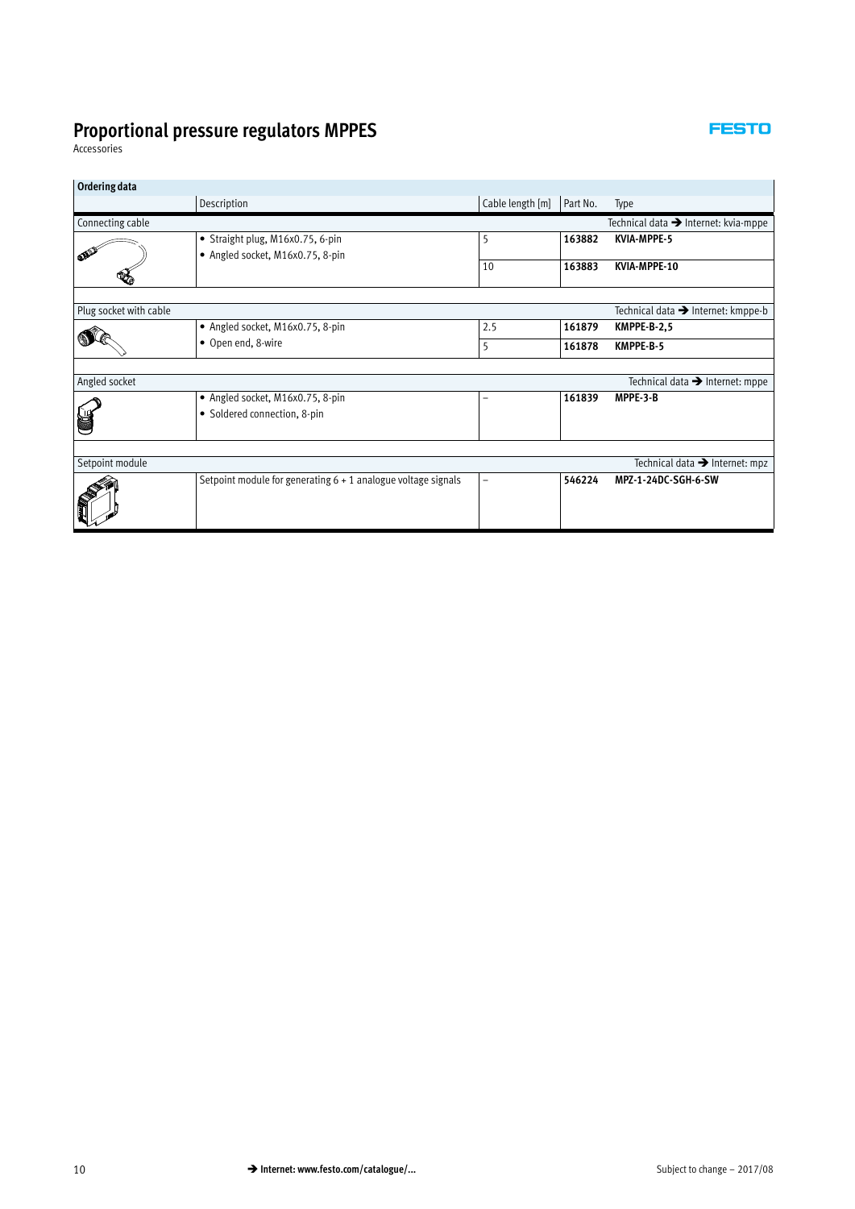# Proportional pressure regulators MPPES

Accessories

**Ordering data**

| | Description | Cable length [m] | Part No. | Type |
|---|---|---|---|---|
| Connecting cable | | | | Technical data ➔ Internet: kvia-mppe |
| | • Straight plug, M16x0.75, 6-pin<br>• Angled socket, M16x0.75, 8-pin | 5 | **163882** | **KVIA-MPPE-5** |
| | | 10 | **163883** | **KVIA-MPPE-10** |
| Plug socket with cable | | | | Technical data ➔ Internet: kmppe-b |
| | • Angled socket, M16x0.75, 8-pin<br>• Open end, 8-wire | 2.5 | **161879** | **KMPPE-B-2,5** |
| | | 5 | **161878** | **KMPPE-B-5** |
| Angled socket | | | | Technical data ➔ Internet: mppe |
| | • Angled socket, M16x0.75, 8-pin<br>• Soldered connection, 8-pin | – | **161839** | **MPPE-3-B** |
| Setpoint module | | | | Technical data ➔ Internet: mpz |
| | Setpoint module for generating 6 + 1 analogue voltage signals | – | **546224** | **MPZ-1-24DC-SGH-6-SW** |